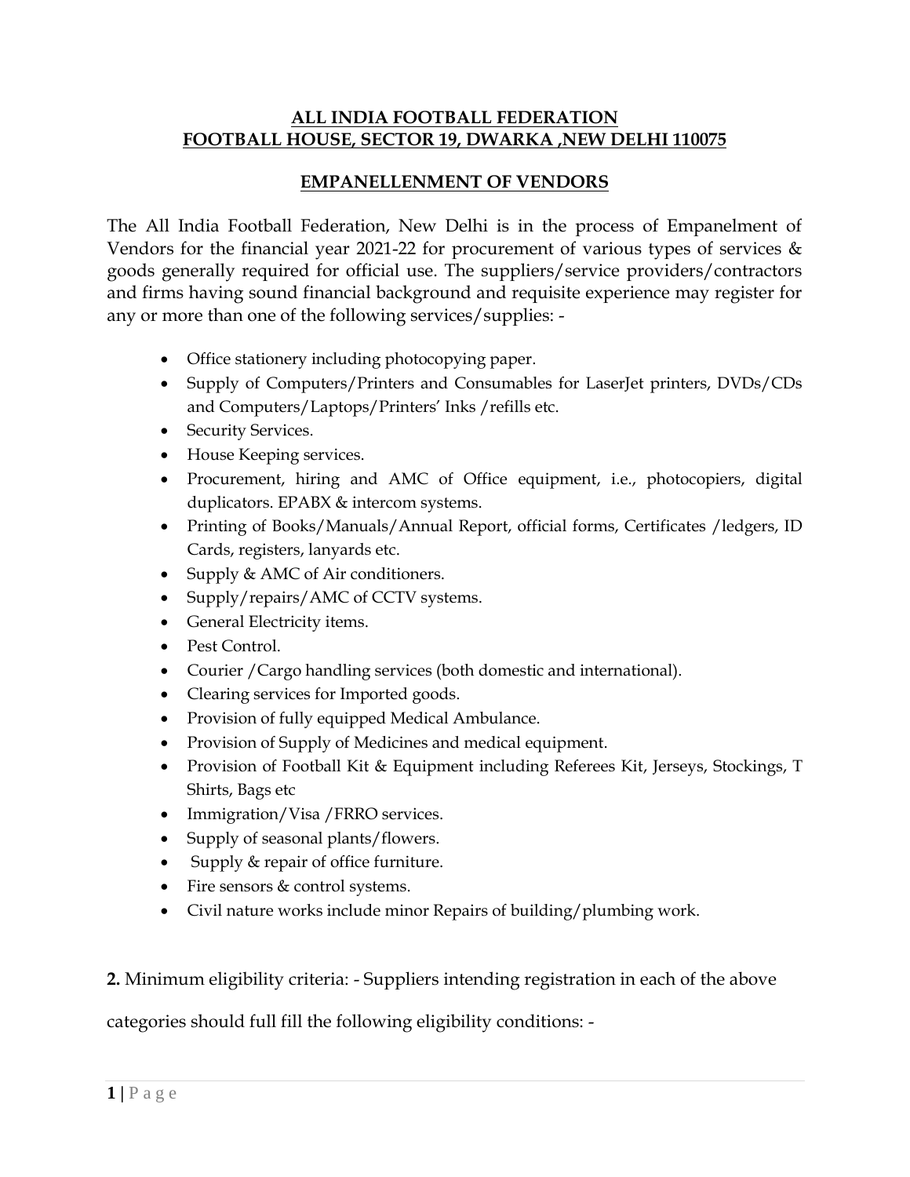**ALL INDIA FOOTBALL FEDERATION**
**FOOTBALL HOUSE, SECTOR 19, DWARKA ,NEW DELHI 110075**

**EMPANELLENMENT OF VENDORS**

The All India Football Federation, New Delhi is in the process of Empanelment of Vendors for the financial year 2021-22 for procurement of various types of services & goods generally required for official use. The suppliers/service providers/contractors and firms having sound financial background and requisite experience may register for any or more than one of the following services/supplies: -

- Office stationery including photocopying paper.
- Supply of Computers/Printers and Consumables for LaserJet printers, DVDs/CDs and Computers/Laptops/Printers' Inks /refills etc.
- Security Services.
- House Keeping services.
- Procurement, hiring and AMC of Office equipment, i.e., photocopiers, digital duplicators. EPABX & intercom systems.
- Printing of Books/Manuals/Annual Report, official forms, Certificates /ledgers, ID Cards, registers, lanyards etc.
- Supply & AMC of Air conditioners.
- Supply/repairs/AMC of CCTV systems.
- General Electricity items.
- Pest Control.
- Courier /Cargo handling services (both domestic and international).
- Clearing services for Imported goods.
- Provision of fully equipped Medical Ambulance.
- Provision of Supply of Medicines and medical equipment.
- Provision of Football Kit & Equipment including Referees Kit, Jerseys, Stockings, T Shirts, Bags etc
- Immigration/Visa /FRRO services.
- Supply of seasonal plants/flowers.
- Supply & repair of office furniture.
- Fire sensors & control systems.
- Civil nature works include minor Repairs of building/plumbing work.

**2.** Minimum eligibility criteria: - Suppliers intending registration in each of the above categories should full fill the following eligibility conditions: -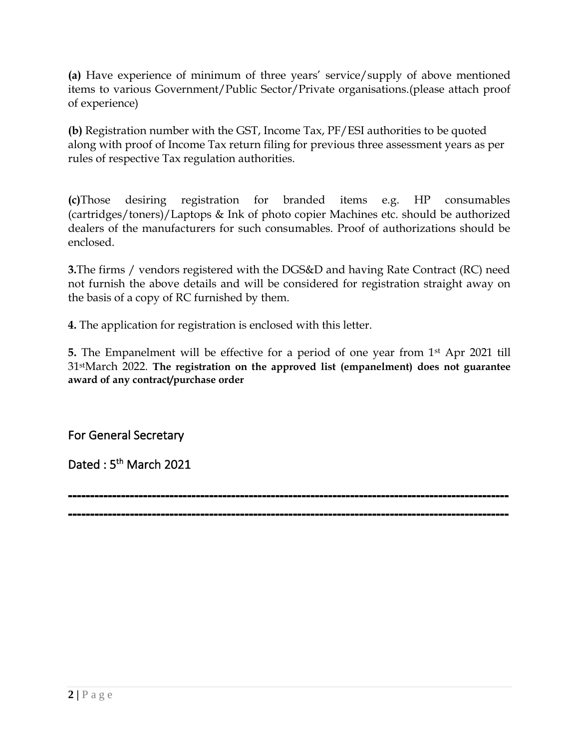**(a)** Have experience of minimum of three years' service/supply of above mentioned items to various Government/Public Sector/Private organisations.(please attach proof of experience)

**(b)** Registration number with the GST, Income Tax, PF/ESI authorities to be quoted along with proof of Income Tax return filing for previous three assessment years as per rules of respective Tax regulation authorities.

**(c)**Those desiring registration for branded items e.g. HP consumables (cartridges/toners)/Laptops & Ink of photo copier Machines etc. should be authorized dealers of the manufacturers for such consumables. Proof of authorizations should be enclosed.

**3.**The firms / vendors registered with the DGS&D and having Rate Contract (RC) need not furnish the above details and will be considered for registration straight away on the basis of a copy of RC furnished by them.

**4.** The application for registration is enclosed with this letter.

**5.** The Empanelment will be effective for a period of one year from 1st Apr 2021 till 31st March 2022. **The registration on the approved list (empanelment) does not guarantee award of any contract/purchase order**

For General Secretary

Dated : 5th March 2021

---

---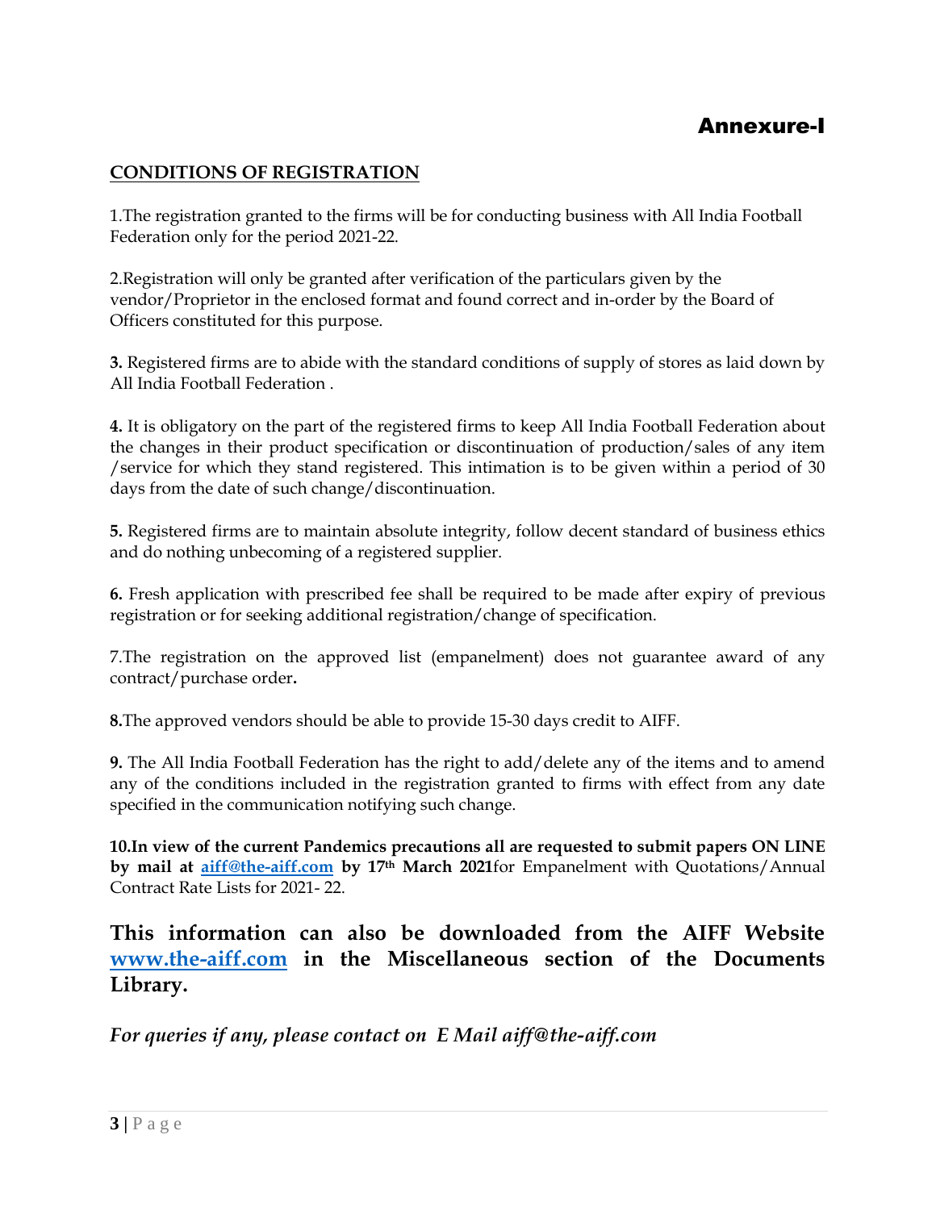# Annexure-I

**CONDITIONS OF REGISTRATION**

1.The registration granted to the firms will be for conducting business with All India Football Federation only for the period 2021-22.

2.Registration will only be granted after verification of the particulars given by the vendor/Proprietor in the enclosed format and found correct and in-order by the Board of Officers constituted for this purpose.

**3.** Registered firms are to abide with the standard conditions of supply of stores as laid down by All India Football Federation .

**4.** It is obligatory on the part of the registered firms to keep All India Football Federation about the changes in their product specification or discontinuation of production/sales of any item /service for which they stand registered. This intimation is to be given within a period of 30 days from the date of such change/discontinuation.

**5.** Registered firms are to maintain absolute integrity, follow decent standard of business ethics and do nothing unbecoming of a registered supplier.

**6.** Fresh application with prescribed fee shall be required to be made after expiry of previous registration or for seeking additional registration/change of specification.

7.The registration on the approved list (empanelment) does not guarantee award of any contract/purchase order**.**

**8.**The approved vendors should be able to provide 15-30 days credit to AIFF.

**9.** The All India Football Federation has the right to add/delete any of the items and to amend any of the conditions included in the registration granted to firms with effect from any date specified in the communication notifying such change.

**10.In view of the current Pandemics precautions all are requested to submit papers ON LINE by mail at aiff@the-aiff.com by 17th March 2021**for Empanelment with Quotations/Annual Contract Rate Lists for 2021- 22.

## This information can also be downloaded from the AIFF Website www.the-aiff.com in the Miscellaneous section of the Documents Library.

***For queries if any, please contact on E Mail aiff@the-aiff.com***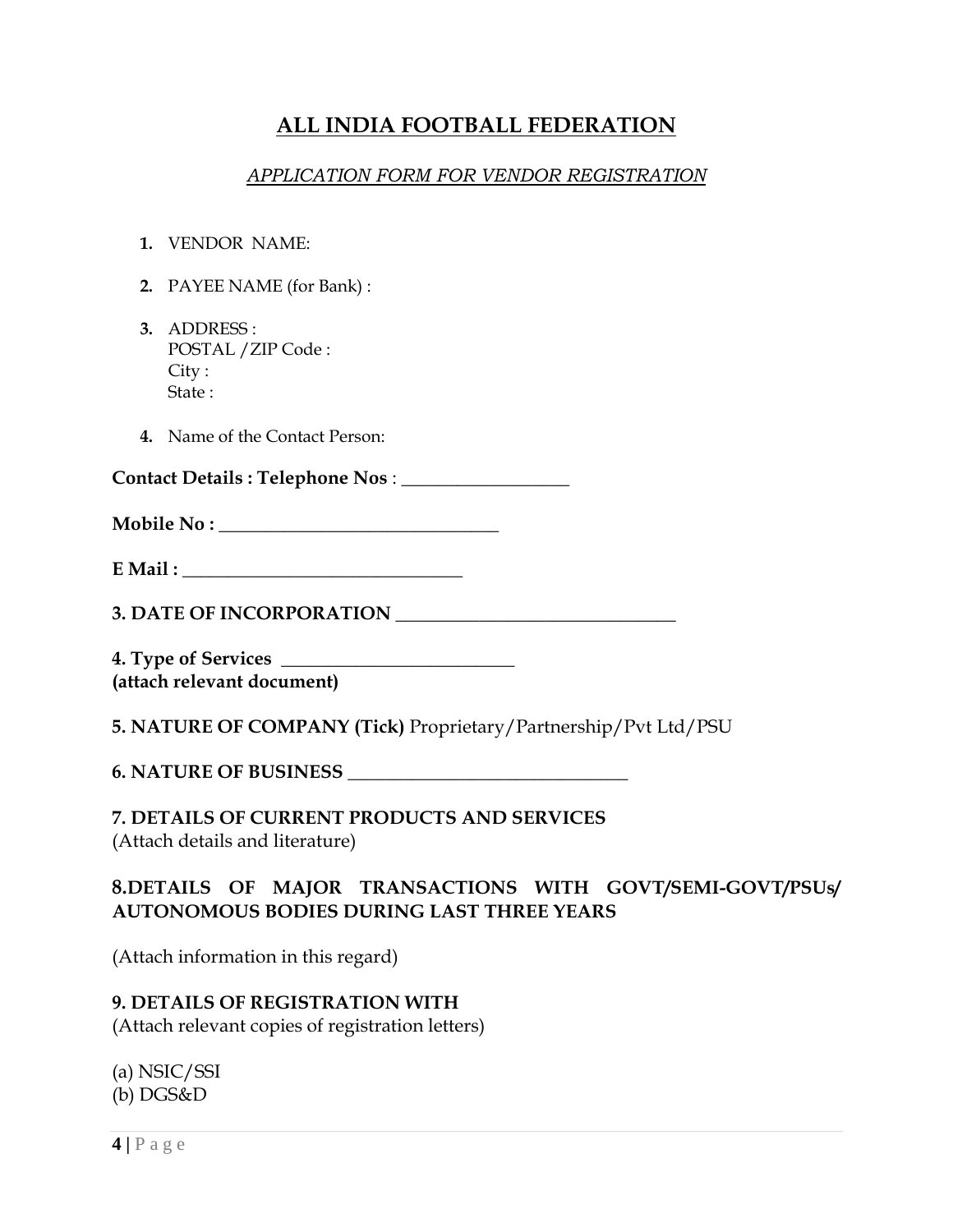# ALL INDIA FOOTBALL FEDERATION

## *APPLICATION FORM FOR VENDOR REGISTRATION*

1. VENDOR NAME:

2. PAYEE NAME (for Bank) :

3. ADDRESS :
   POSTAL /ZIP Code :
   City :
   State :

4. Name of the Contact Person:

**Contact Details : Telephone Nos** : ___________________

**Mobile No :** _______________________________

**E Mail :** _______________________________

**3. DATE OF INCORPORATION** _______________________________

**4. Type of Services** __________________________
**(attach relevant document)**

**5. NATURE OF COMPANY (Tick)** Proprietary/Partnership/Pvt Ltd/PSU

**6. NATURE OF BUSINESS** _______________________________

**7. DETAILS OF CURRENT PRODUCTS AND SERVICES**
(Attach details and literature)

**8.DETAILS OF MAJOR TRANSACTIONS WITH GOVT/SEMI-GOVT/PSUs/ AUTONOMOUS BODIES DURING LAST THREE YEARS**

(Attach information in this regard)

**9. DETAILS OF REGISTRATION WITH**
(Attach relevant copies of registration letters)

(a) NSIC/SSI
(b) DGS&D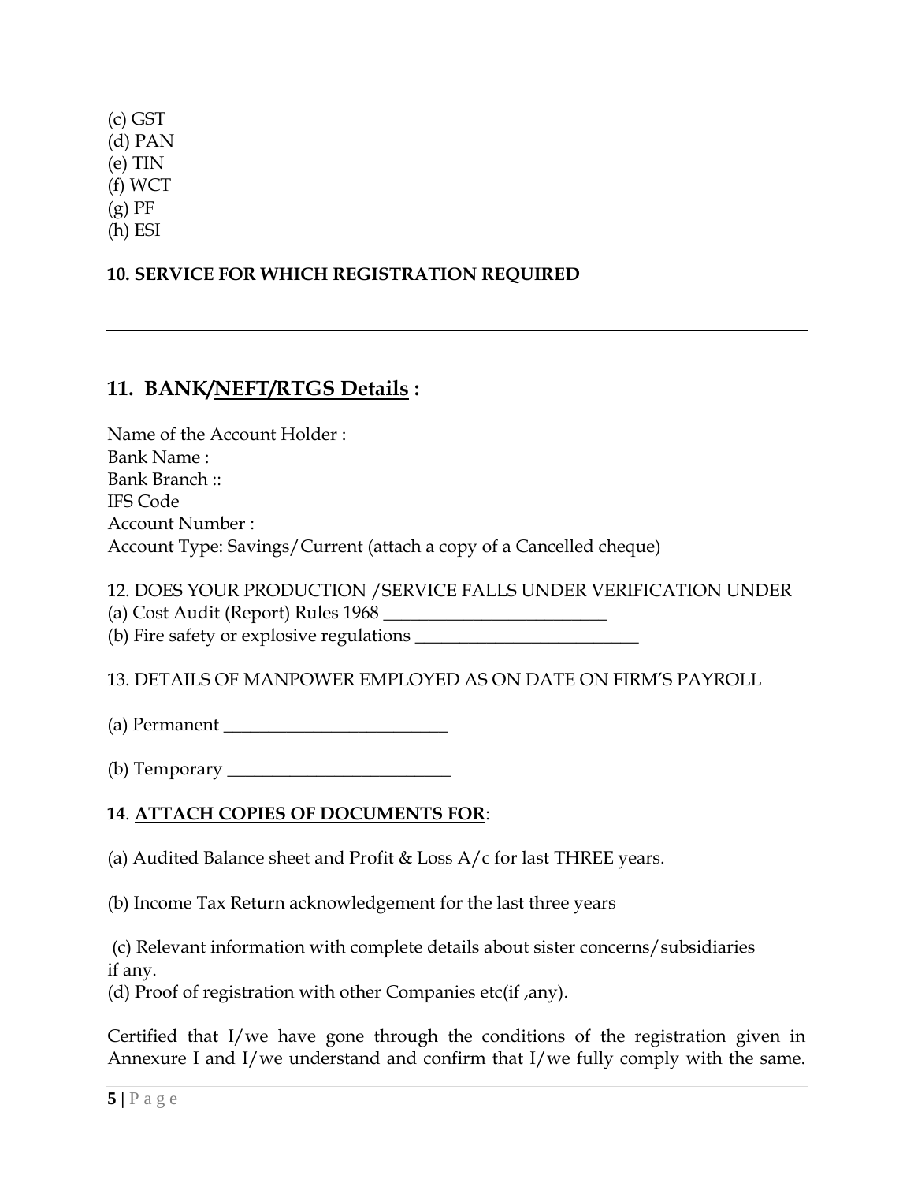(c) GST
(d) PAN
(e) TIN
(f) WCT
(g) PF
(h) ESI

**10. SERVICE FOR WHICH REGISTRATION REQUIRED**

---

## 11. BANK/NEFT/RTGS Details :

Name of the Account Holder :
Bank Name :
Bank Branch ::
IFS Code
Account Number :
Account Type: Savings/Current (attach a copy of a Cancelled cheque)

12. DOES YOUR PRODUCTION /SERVICE FALLS UNDER VERIFICATION UNDER
(a) Cost Audit (Report) Rules 1968 _________________________
(b) Fire safety or explosive regulations _________________________

13. DETAILS OF MANPOWER EMPLOYED AS ON DATE ON FIRM'S PAYROLL

(a) Permanent _________________________

(b) Temporary _________________________

**14**. **ATTACH COPIES OF DOCUMENTS FOR**:

(a) Audited Balance sheet and Profit & Loss A/c for last THREE years.

(b) Income Tax Return acknowledgement for the last three years

(c) Relevant information with complete details about sister concerns/subsidiaries if any.
(d) Proof of registration with other Companies etc(if ,any).

Certified that I/we have gone through the conditions of the registration given in Annexure I and I/we understand and confirm that I/we fully comply with the same.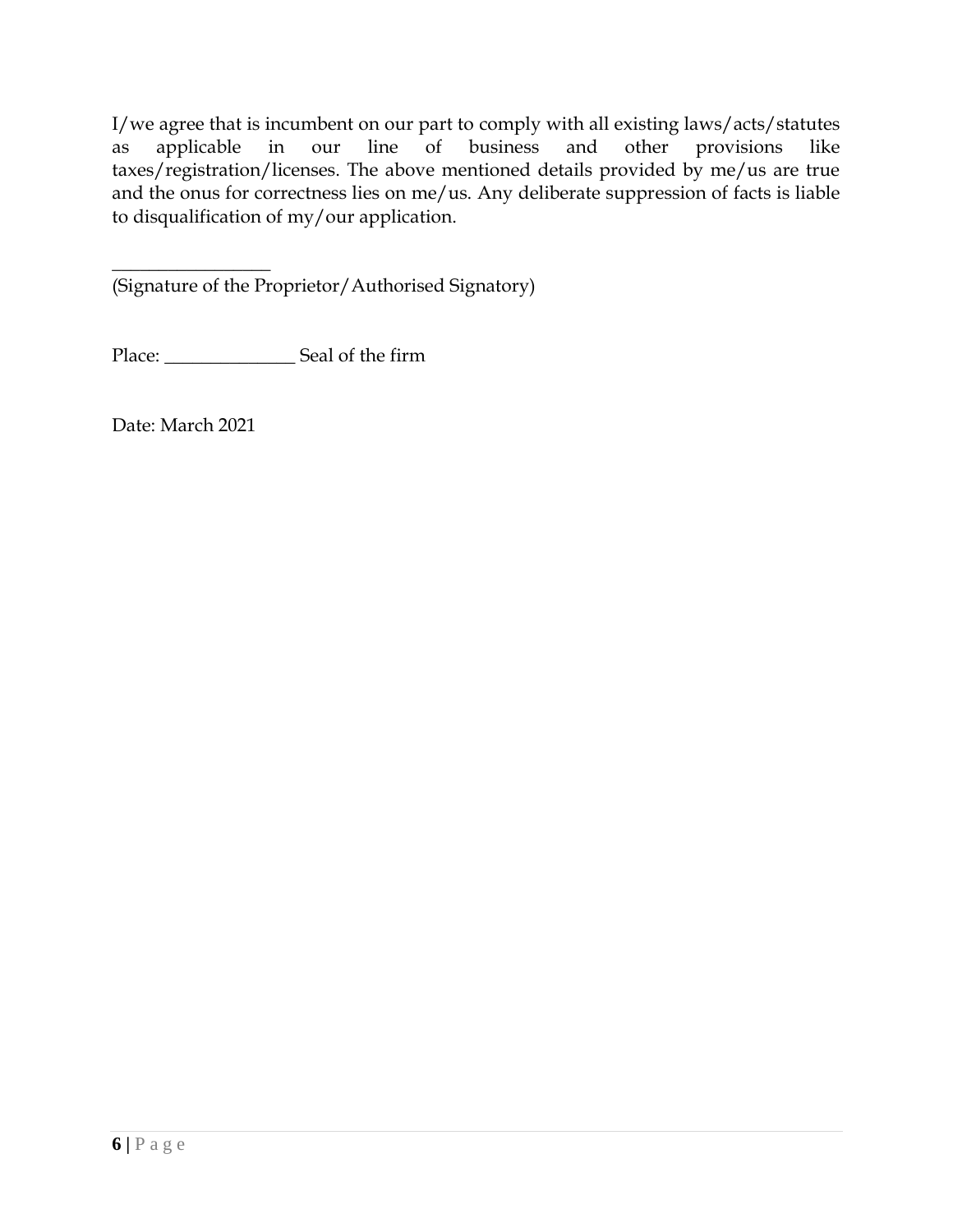I/we agree that is incumbent on our part to comply with all existing laws/acts/statutes as applicable in our line of business and other provisions like taxes/registration/licenses. The above mentioned details provided by me/us are true and the onus for correctness lies on me/us. Any deliberate suppression of facts is liable to disqualification of my/our application.

_________________

(Signature of the Proprietor/Authorised Signatory)

Place: ______________ Seal of the firm

Date: March 2021